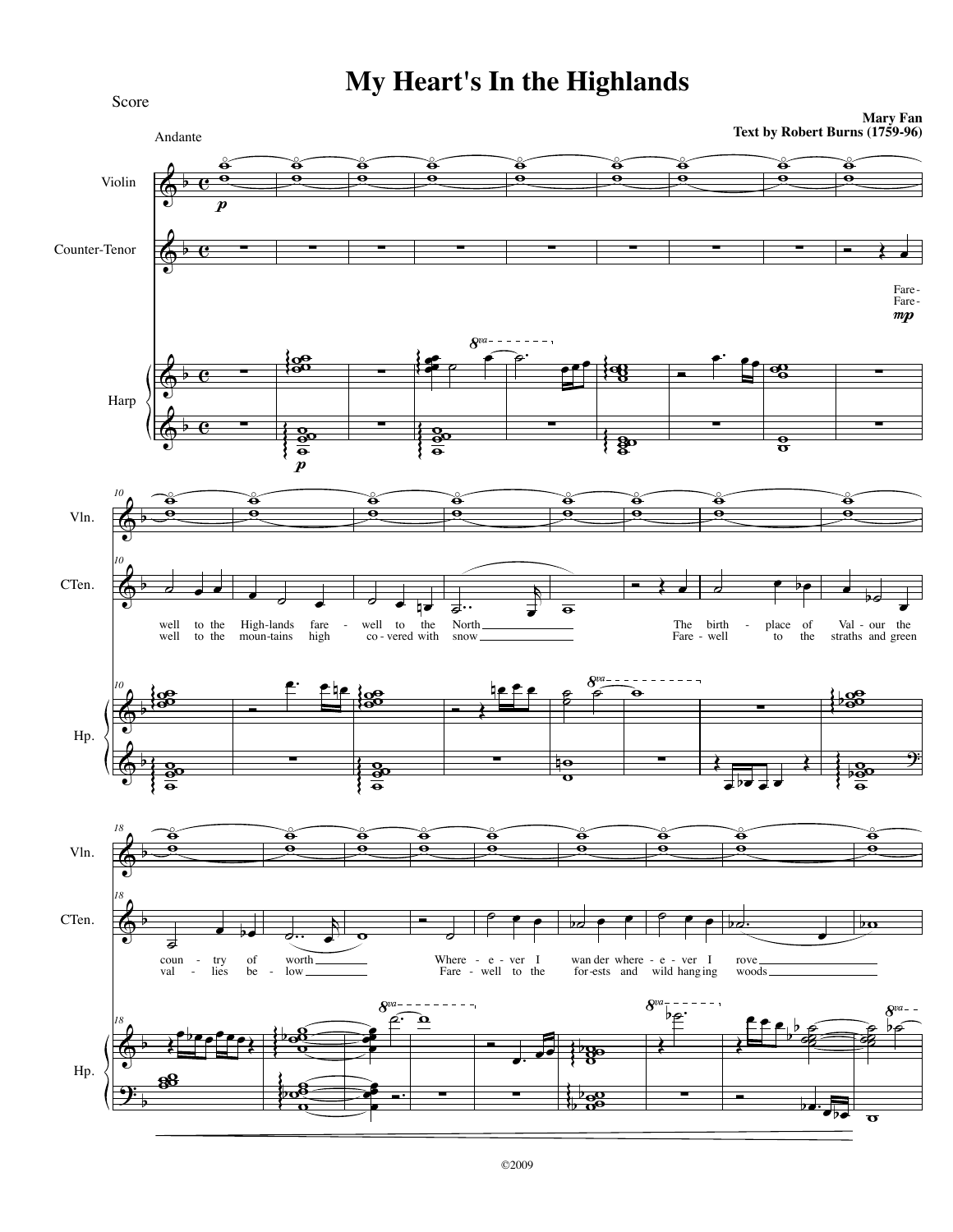# My Heart's In the Highlands

Score

**Mary Fan**
**Text by Robert Burns (1759-96)**

Andante

Violin

Counter-Tenor

Harp

Fare - well to the High-lands fare - well to the North
The birth - place of Val - our the coun - try of worth
Where - e - ver I wan der where - e - ver I rove

Fare - well to the moun-tains high co - vered with snow
Fare - well to the straths and green val - lies be - low
Fare - well to the for-ests and wild hang ing woods

©2009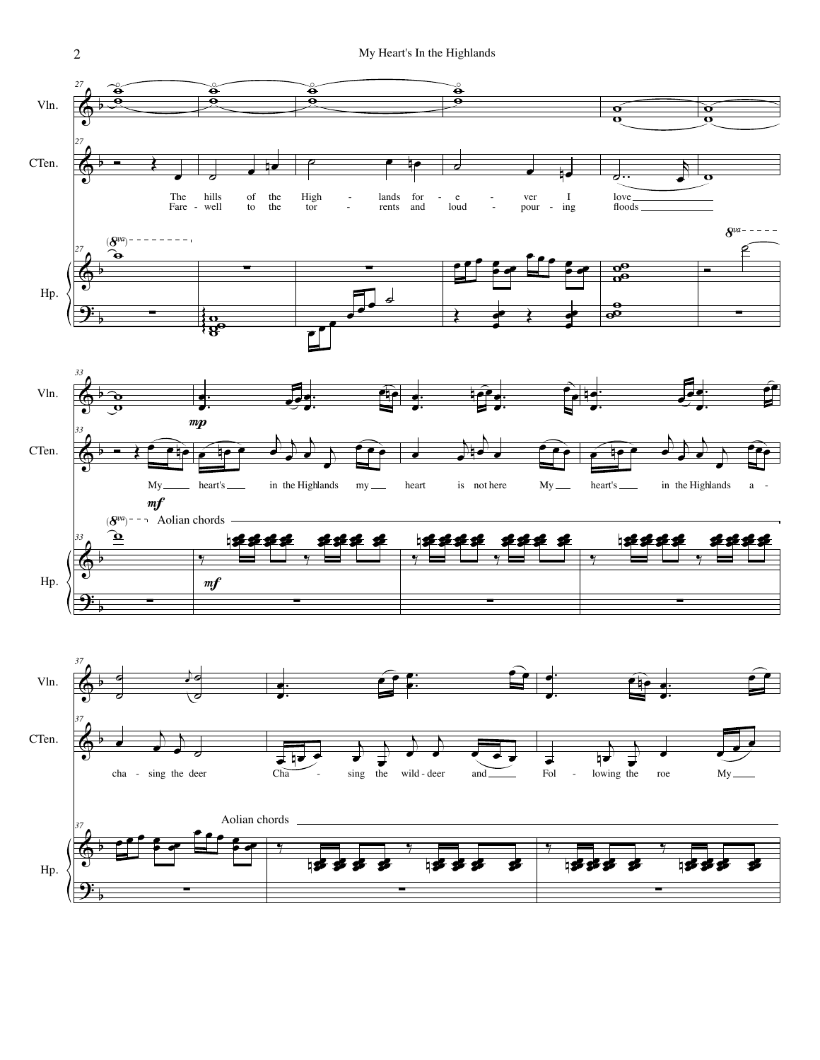Vln.

CTen.

The hills of the High - lands for - e - ver I love

Fare - well to the tor - rents and loud - pour - ing floods

Hp.

*mp*

My heart's in the Highlands my heart is not here My heart's in the Highlands a -

*mf*

Aolian chords

*mf*

cha - sing the deer Cha - sing the wild - deer and Fol - lowing the roe My

Aolian chords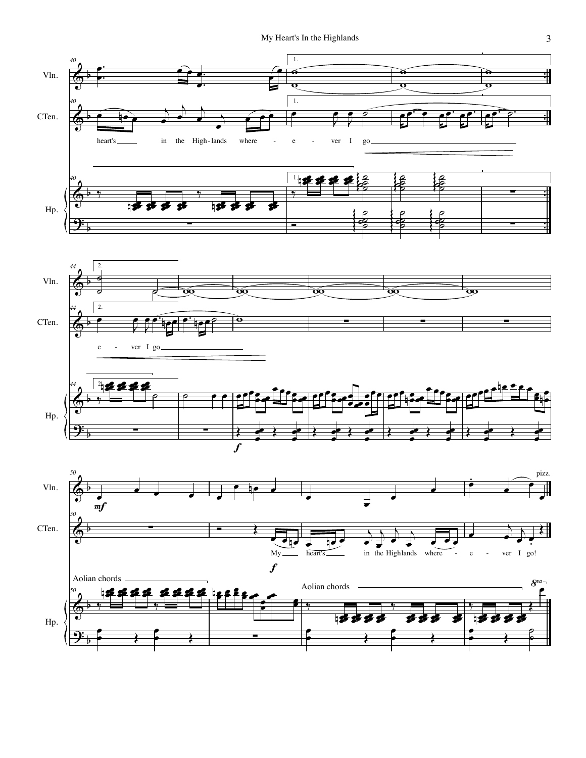Vln.

CTen.

heart's in the High - lands where - e - ver I go

Hp.

Vln.

CTen.

e - ver I go

Hp.

Vln.

*mf*

pizz.

CTen.

My heart's in the Highlands where - e - ver I go!

*f*

Aolian chords

Aolian chords

Hp.